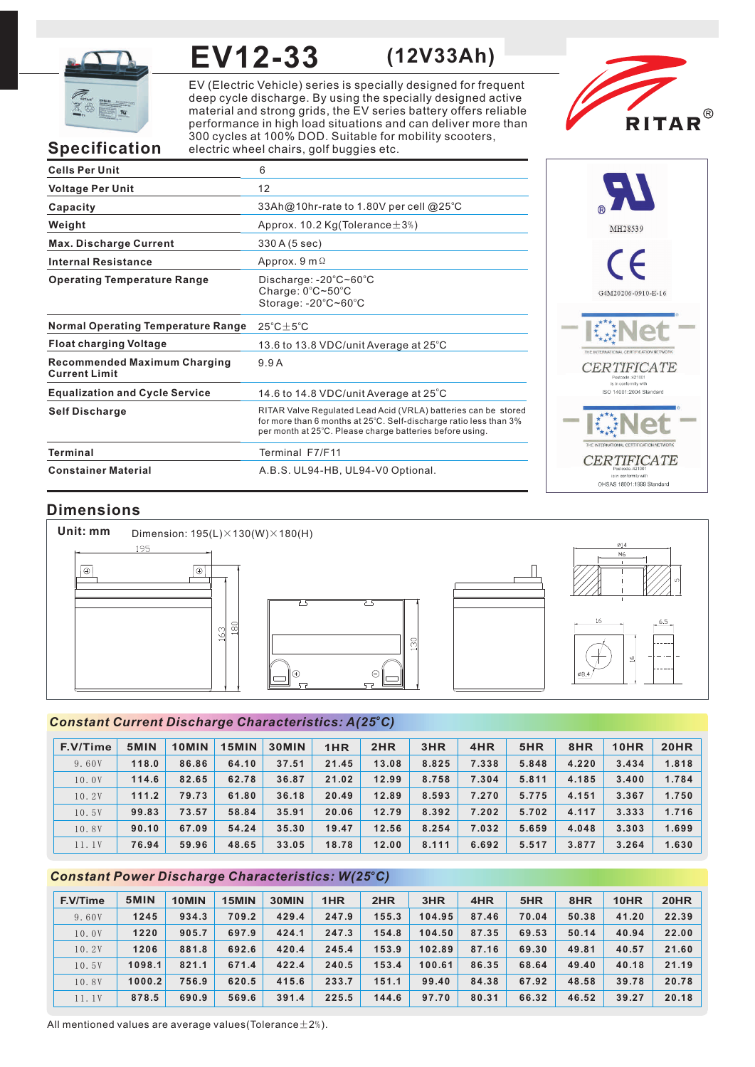# EV12-33 (12V33Ah)

EV (Electric Vehicle) series is specially designed for frequent deep cycle discharge. By using the specially designed active material and strong grids, the EV series battery offers reliable performance in high load situations and can deliver more than 300 cycles at 100% DOD. Suitable for mobility scooters, electric wheel chairs, golf buggies etc.

RITAR®

## Specification

| | |
|---|---|
| **Cells Per Unit** | 6 |
| **Voltage Per Unit** | 12 |
| **Capacity** | 33Ah@10hr-rate to 1.80V per cell @25℃ |
| **Weight** | Approx. 10.2 Kg(Tolerance±3%) |
| **Max. Discharge Current** | 330 A (5 sec) |
| **Internal Resistance** | Approx. 9 mΩ |
| **Operating Temperature Range** | Discharge: -20℃~60℃<br>Charge: 0℃~50℃<br>Storage: -20℃~60℃ |
| **Normal Operating Temperature Range** | 25℃±5℃ |
| **Float charging Voltage** | 13.6 to 13.8 VDC/unit Average at 25℃ |
| **Recommended Maximum Charging Current Limit** | 9.9 A |
| **Equalization and Cycle Service** | 14.6 to 14.8 VDC/unit Average at 25℃ |
| **Self Discharge** | RITAR Valve Regulated Lead Acid (VRLA) batteries can be stored for more than 6 months at 25℃. Self-discharge ratio less than 3% per month at 25℃. Please charge batteries before using. |
| **Terminal** | Terminal F7/F11 |
| **Constainer Material** | A.B.S. UL94-HB, UL94-V0 Optional. |

MH28539

G4M20206-0910-E-16

IQNet CERTIFICATE — THE INTERNATIONAL CERTIFICATION NETWORK — Postcode: 421001 — is in conformity with ISO 14001:2004 Standard

IQNet CERTIFICATE — THE INTERNATIONAL CERTIFICATION NETWORK — Postcode: 421001 — is in conformity with OHSAS 18001:1999 Standard

## Dimensions

**Unit: mm** Dimension: 195(L)×130(W)×180(H)

195, 163, 180, 130, Ø14, M6, 5, 16, 6.5, 16, Ø8.4

## Constant Current Discharge Characteristics: A(25℃)

| F.V/Time | 5MIN | 10MIN | 15MIN | 30MIN | 1HR | 2HR | 3HR | 4HR | 5HR | 8HR | 10HR | 20HR |
|---|---|---|---|---|---|---|---|---|---|---|---|---|
| 9.60V | 118.0 | 86.86 | 64.10 | 37.51 | 21.45 | 13.08 | 8.825 | 7.338 | 5.848 | 4.220 | 3.434 | 1.818 |
| 10.0V | 114.6 | 82.65 | 62.78 | 36.87 | 21.02 | 12.99 | 8.758 | 7.304 | 5.811 | 4.185 | 3.400 | 1.784 |
| 10.2V | 111.2 | 79.73 | 61.80 | 36.18 | 20.49 | 12.89 | 8.593 | 7.270 | 5.775 | 4.151 | 3.367 | 1.750 |
| 10.5V | 99.83 | 73.57 | 58.84 | 35.91 | 20.06 | 12.79 | 8.392 | 7.202 | 5.702 | 4.117 | 3.333 | 1.716 |
| 10.8V | 90.10 | 67.09 | 54.24 | 35.30 | 19.47 | 12.56 | 8.254 | 7.032 | 5.659 | 4.048 | 3.303 | 1.699 |
| 11.1V | 76.94 | 59.96 | 48.65 | 33.05 | 18.78 | 12.00 | 8.111 | 6.692 | 5.517 | 3.877 | 3.264 | 1.630 |

## Constant Power Discharge Characteristics: W(25℃)

| F.V/Time | 5MIN | 10MIN | 15MIN | 30MIN | 1HR | 2HR | 3HR | 4HR | 5HR | 8HR | 10HR | 20HR |
|---|---|---|---|---|---|---|---|---|---|---|---|---|
| 9.60V | 1245 | 934.3 | 709.2 | 429.4 | 247.9 | 155.3 | 104.95 | 87.46 | 70.04 | 50.38 | 41.20 | 22.39 |
| 10.0V | 1220 | 905.7 | 697.9 | 424.1 | 247.3 | 154.8 | 104.50 | 87.35 | 69.53 | 50.14 | 40.94 | 22.00 |
| 10.2V | 1206 | 881.8 | 692.6 | 420.4 | 245.4 | 153.9 | 102.89 | 87.16 | 69.30 | 49.81 | 40.57 | 21.60 |
| 10.5V | 1098.1 | 821.1 | 671.4 | 422.4 | 240.5 | 153.4 | 100.61 | 86.35 | 68.64 | 49.40 | 40.18 | 21.19 |
| 10.8V | 1000.2 | 756.9 | 620.5 | 415.6 | 233.7 | 151.1 | 99.40 | 84.38 | 67.92 | 48.58 | 39.78 | 20.78 |
| 11.1V | 878.5 | 690.9 | 569.6 | 391.4 | 225.5 | 144.6 | 97.70 | 80.31 | 66.32 | 46.52 | 39.27 | 20.18 |

All mentioned values are average values(Tolerance±2%).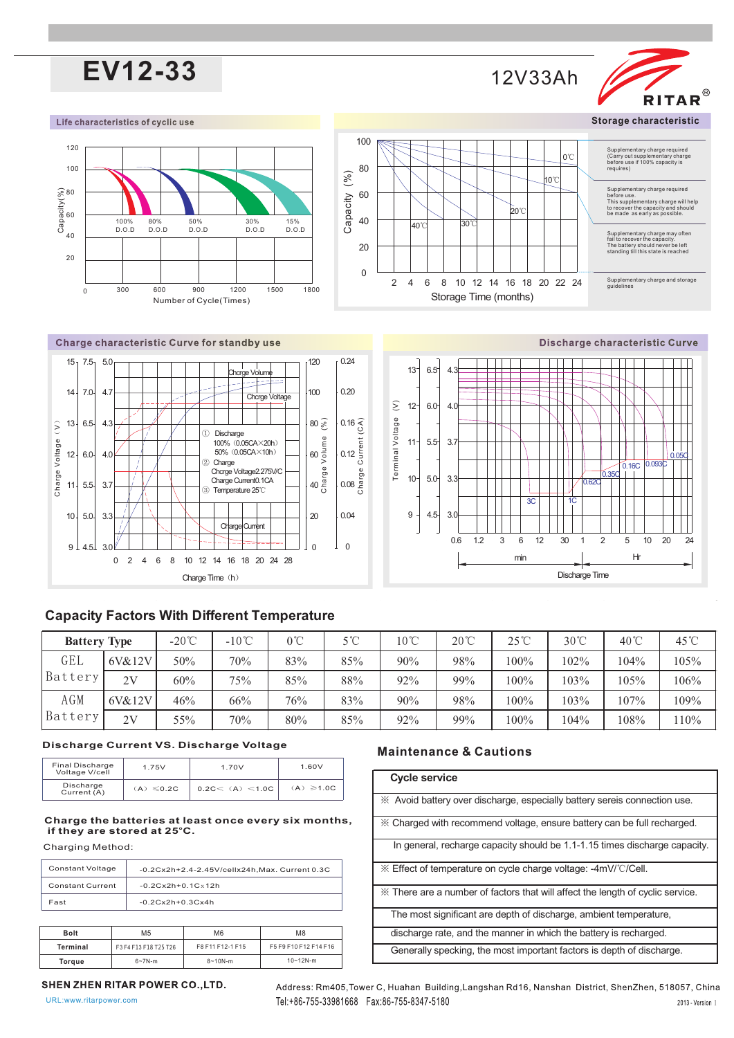# EV12-33

12V33Ah

RITAR®

## Life characteristics of cyclic use

Capacity(%)

120
100
80
60
40
20

100% D.O.D
80% D.O.D
50% D.O.D
30% D.O.D
15% D.O.D

0 300 600 900 1200 1500 1800

Number of Cycle(Times)

## Storage characteristic

Capacity (%)

100
80
60
40
20
0

0℃
10℃
20℃
30℃
40℃

2 4 6 8 10 12 14 16 18 20 22 24

Storage Time (months)

Supplementary charge required (Carry out supplementary charge before use if 100% capacity is requires)

Supplementary charge required before use. This supplementary charge will help to recover the capacity and should be made as early as possible.

Supplementary charge may often fail to recover the capacity. The battery should never be left standing till this state is reached

Supplementary charge and storage guidelines

## Charge characteristic Curve for standby use

Charge Voltage (V)

15 7.5 5.0
14 7.0 4.7
13 6.5 4.3
12 6.0 4.0
11 5.5 3.7
10 5.0 3.3
9 4.5 3.0

Charge Volume (%)

120
100
80
60
40
20
0

Charge Current (CA)

0.24
0.20
0.16
0.12
0.08
0.04
0

Chrge Volume
Chrge Voltage
Charge Current

① Discharge
100% (0.05CA×20h)
50% (0.05CA×10h)
② Charge
Chrge Voltage2.275V/C
Charge Current0.1CA
③ Temperature 25℃

0 2 4 6 8 10 12 14 16 18 20 24 28

Charge Time (h)

## Discharge characteristic Curve

Terminal Voltage (V)

13 6.5 4.3
12 6.0 4.0
11 5.5 3.7
10 5.0 3.3
9 4.5 3.0

3C 1C 0.62C 0.35C 0.16C 0.093C 0.05C

0.6 1.2 3 6 12 30 1 2 5 10 20 24

min Hr

Discharge Time

## Capacity Factors With Different Temperature

| Battery Type | | -20℃ | -10℃ | 0℃ | 5℃ | 10℃ | 20℃ | 25℃ | 30℃ | 40℃ | 45℃ |
|---|---|---|---|---|---|---|---|---|---|---|---|
| GEL Battery | 6V&12V | 50% | 70% | 83% | 85% | 90% | 98% | 100% | 102% | 104% | 105% |
| | 2V | 60% | 75% | 85% | 88% | 92% | 99% | 100% | 103% | 105% | 106% |
| AGM Battery | 6V&12V | 46% | 66% | 76% | 83% | 90% | 98% | 100% | 103% | 107% | 109% |
| | 2V | 55% | 70% | 80% | 85% | 92% | 99% | 100% | 104% | 108% | 110% |

### Discharge Current VS. Discharge Voltage

| Final Discharge Voltage V/cell | 1.75V | 1.70V | 1.60V |
|---|---|---|---|
| Discharge Current (A) | (A) ≤0.2C | 0.2C< (A) <1.0C | (A) ≥1.0C |

**Charge the batteries at least once every six months, if they are stored at 25°C.**

Charging Method:

| | |
|---|---|
| Constant Voltage | -0.2Cx2h+2.4-2.45V/cellx24h,Max. Current 0.3C |
| Constant Current | -0.2Cx2h+0.1Cx12h |
| Fast | -0.2Cx2h+0.3Cx4h |

| Bolt | M5 | M6 | M8 |
|---|---|---|---|
| Terminal | F3 F4 F13 F18 T25 T26 | F8 F11 F12-1 F15 | F5 F9 F10 F12 F14 F16 |
| Torque | 6~7N-m | 8~10N-m | 10~12N-m |

### Maintenance & Cautions

**Cycle service**

※ Avoid battery over discharge, especially battery sereis connection use.

※ Charged with recommend voltage, ensure battery can be full recharged. In general, recharge capacity should be 1.1-1.15 times discharge capacity.

※ Effect of temperature on cycle charge voltage: -4mV/℃/Cell.

※ There are a number of factors that will affect the length of cyclic service. The most significant are depth of discharge, ambient temperature, discharge rate, and the manner in which the battery is recharged. Generally specking, the most important factors is depth of discharge.

**SHEN ZHEN RITAR POWER CO.,LTD.**

URL:www.ritarpower.com

Address: Rm405,Tower C, Huahan Building,Langshan Rd16, Nanshan District, ShenZhen, 518057, China

Tel:+86-755-33981668 Fax:86-755-8347-5180

2013-Version 1